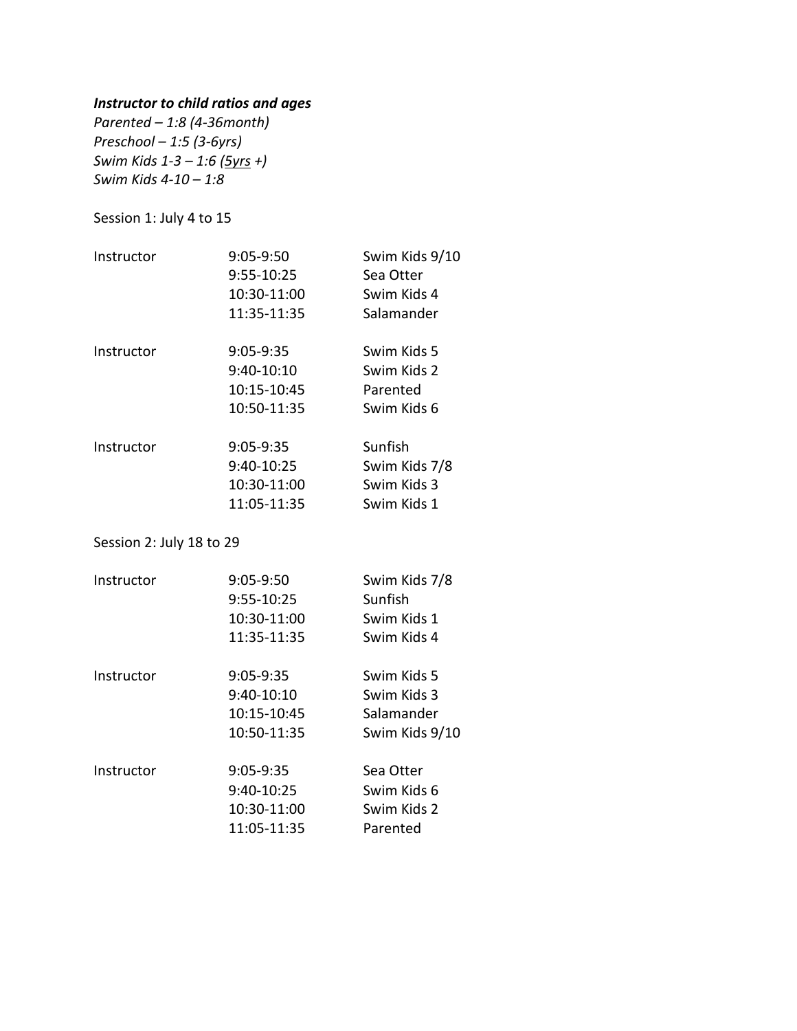***Instructor to child ratios and ages***

*Parented – 1:8 (4-36month)*
*Preschool – 1:5 (3-6yrs)*
*Swim Kids 1-3 – 1:6 (<u>5yrs</u> +)*
*Swim Kids 4-10 – 1:8*

Session 1: July 4 to 15

| | | |
|---|---|---|
| Instructor | 9:05-9:50 | Swim Kids 9/10 |
| | 9:55-10:25 | Sea Otter |
| | 10:30-11:00 | Swim Kids 4 |
| | 11:35-11:35 | Salamander |
| Instructor | 9:05-9:35 | Swim Kids 5 |
| | 9:40-10:10 | Swim Kids 2 |
| | 10:15-10:45 | Parented |
| | 10:50-11:35 | Swim Kids 6 |
| Instructor | 9:05-9:35 | Sunfish |
| | 9:40-10:25 | Swim Kids 7/8 |
| | 10:30-11:00 | Swim Kids 3 |
| | 11:05-11:35 | Swim Kids 1 |

Session 2: July 18 to 29

| | | |
|---|---|---|
| Instructor | 9:05-9:50 | Swim Kids 7/8 |
| | 9:55-10:25 | Sunfish |
| | 10:30-11:00 | Swim Kids 1 |
| | 11:35-11:35 | Swim Kids 4 |
| Instructor | 9:05-9:35 | Swim Kids 5 |
| | 9:40-10:10 | Swim Kids 3 |
| | 10:15-10:45 | Salamander |
| | 10:50-11:35 | Swim Kids 9/10 |
| Instructor | 9:05-9:35 | Sea Otter |
| | 9:40-10:25 | Swim Kids 6 |
| | 10:30-11:00 | Swim Kids 2 |
| | 11:05-11:35 | Parented |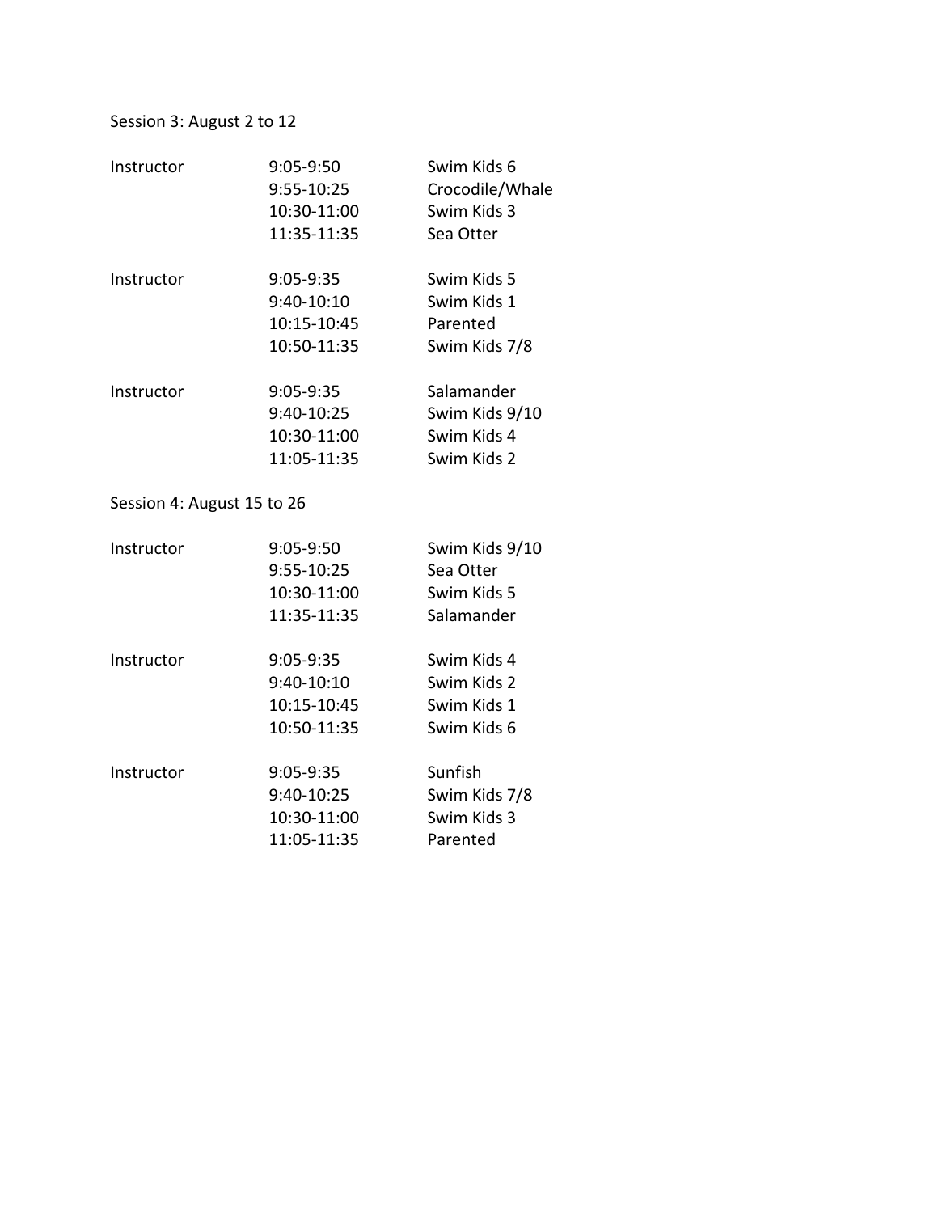Session 3: August 2 to 12

| | | |
|---|---|---|
| Instructor | 9:05-9:50 | Swim Kids 6 |
| | 9:55-10:25 | Crocodile/Whale |
| | 10:30-11:00 | Swim Kids 3 |
| | 11:35-11:35 | Sea Otter |
| Instructor | 9:05-9:35 | Swim Kids 5 |
| | 9:40-10:10 | Swim Kids 1 |
| | 10:15-10:45 | Parented |
| | 10:50-11:35 | Swim Kids 7/8 |
| Instructor | 9:05-9:35 | Salamander |
| | 9:40-10:25 | Swim Kids 9/10 |
| | 10:30-11:00 | Swim Kids 4 |
| | 11:05-11:35 | Swim Kids 2 |

Session 4: August 15 to 26

| | | |
|---|---|---|
| Instructor | 9:05-9:50 | Swim Kids 9/10 |
| | 9:55-10:25 | Sea Otter |
| | 10:30-11:00 | Swim Kids 5 |
| | 11:35-11:35 | Salamander |
| Instructor | 9:05-9:35 | Swim Kids 4 |
| | 9:40-10:10 | Swim Kids 2 |
| | 10:15-10:45 | Swim Kids 1 |
| | 10:50-11:35 | Swim Kids 6 |
| Instructor | 9:05-9:35 | Sunfish |
| | 9:40-10:25 | Swim Kids 7/8 |
| | 10:30-11:00 | Swim Kids 3 |
| | 11:05-11:35 | Parented |